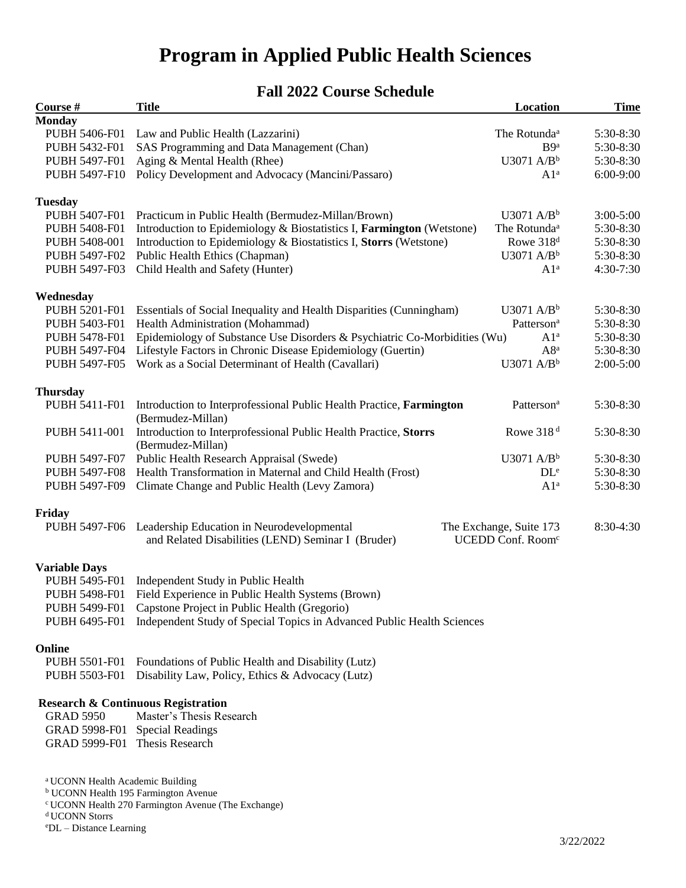# Program in Applied Public Health Sciences

## Fall 2022 Course Schedule

| Course # | Title | Location | Time |
|---|---|---|---|
| **Monday** | | | |
| PUBH 5406-F01 | Law and Public Health (Lazzarini) | The Rotunda[a] | 5:30-8:30 |
| PUBH 5432-F01 | SAS Programming and Data Management (Chan) | B9[a] | 5:30-8:30 |
| PUBH 5497-F01 | Aging & Mental Health (Rhee) | U3071 A/B[b] | 5:30-8:30 |
| PUBH 5497-F10 | Policy Development and Advocacy (Mancini/Passaro) | A1[a] | 6:00-9:00 |
| **Tuesday** | | | |
| PUBH 5407-F01 | Practicum in Public Health (Bermudez-Millan/Brown) | U3071 A/B[b] | 3:00-5:00 |
| PUBH 5408-F01 | Introduction to Epidemiology & Biostatistics I, **Farmington** (Wetstone) | The Rotunda[a] | 5:30-8:30 |
| PUBH 5408-001 | Introduction to Epidemiology & Biostatistics I, **Storrs** (Wetstone) | Rowe 318[d] | 5:30-8:30 |
| PUBH 5497-F02 | Public Health Ethics (Chapman) | U3071 A/B[b] | 5:30-8:30 |
| PUBH 5497-F03 | Child Health and Safety (Hunter) | A1[a] | 4:30-7:30 |
| **Wednesday** | | | |
| PUBH 5201-F01 | Essentials of Social Inequality and Health Disparities (Cunningham) | U3071 A/B[b] | 5:30-8:30 |
| PUBH 5403-F01 | Health Administration (Mohammad) | Patterson[a] | 5:30-8:30 |
| PUBH 5478-F01 | Epidemiology of Substance Use Disorders & Psychiatric Co-Morbidities (Wu) | A1[a] | 5:30-8:30 |
| PUBH 5497-F04 | Lifestyle Factors in Chronic Disease Epidemiology (Guertin) | A8[a] | 5:30-8:30 |
| PUBH 5497-F05 | Work as a Social Determinant of Health (Cavallari) | U3071 A/B[b] | 2:00-5:00 |
| **Thursday** | | | |
| PUBH 5411-F01 | Introduction to Interprofessional Public Health Practice, **Farmington** (Bermudez-Millan) | Patterson[a] | 5:30-8:30 |
| PUBH 5411-001 | Introduction to Interprofessional Public Health Practice, **Storrs** (Bermudez-Millan) | Rowe 318[d] | 5:30-8:30 |
| PUBH 5497-F07 | Public Health Research Appraisal (Swede) | U3071 A/B[b] | 5:30-8:30 |
| PUBH 5497-F08 | Health Transformation in Maternal and Child Health (Frost) | DL[e] | 5:30-8:30 |
| PUBH 5497-F09 | Climate Change and Public Health (Levy Zamora) | A1[a] | 5:30-8:30 |
| **Friday** | | | |
| PUBH 5497-F06 | Leadership Education in Neurodevelopmental and Related Disabilities (LEND) Seminar I (Bruder) | The Exchange, Suite 173 UCEDD Conf. Room[c] | 8:30-4:30 |
| **Variable Days** | | | |
| PUBH 5495-F01 | Independent Study in Public Health | | |
| PUBH 5498-F01 | Field Experience in Public Health Systems (Brown) | | |
| PUBH 5499-F01 | Capstone Project in Public Health (Gregorio) | | |
| PUBH 6495-F01 | Independent Study of Special Topics in Advanced Public Health Sciences | | |
| **Online** | | | |
| PUBH 5501-F01 | Foundations of Public Health and Disability (Lutz) | | |
| PUBH 5503-F01 | Disability Law, Policy, Ethics & Advocacy (Lutz) | | |
| **Research & Continuous Registration** | | | |
| GRAD 5950 | Master's Thesis Research | | |
| GRAD 5998-F01 | Special Readings | | |
| GRAD 5999-F01 | Thesis Research | | |

[a] UCONN Health Academic Building
[b] UCONN Health 195 Farmington Avenue
[c] UCONN Health 270 Farmington Avenue (The Exchange)
[d] UCONN Storrs
[e] DL – Distance Learning

3/22/2022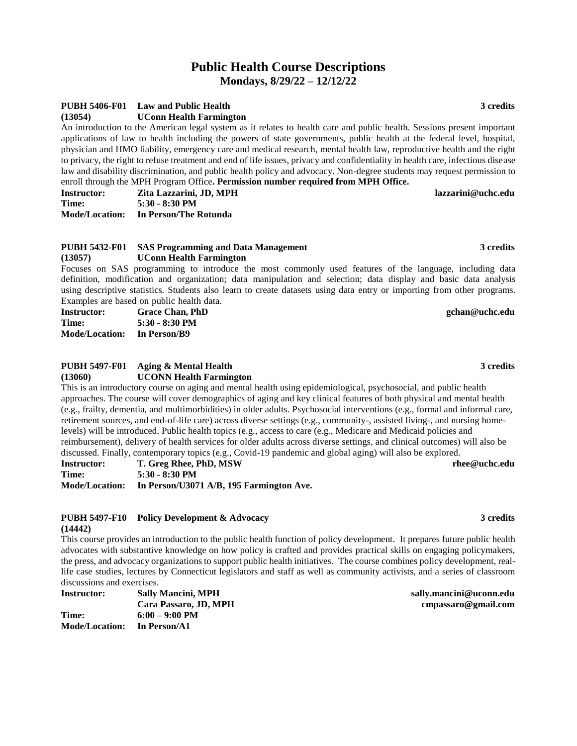# Public Health Course Descriptions

## Mondays, 8/29/22 – 12/12/22

**PUBH 5406-F01 Law and Public Health** **3 credits**
**(13054) UConn Health Farmington**

An introduction to the American legal system as it relates to health care and public health. Sessions present important applications of law to health including the powers of state governments, public health at the federal level, hospital, physician and HMO liability, emergency care and medical research, mental health law, reproductive health and the right to privacy, the right to refuse treatment and end of life issues, privacy and confidentiality in health care, infectious disease law and disability discrimination, and public health policy and advocacy. Non-degree students may request permission to enroll through the MPH Program Office**. Permission number required from MPH Office.**

**Instructor:** **Zita Lazzarini, JD, MPH** **lazzarini@uchc.edu**
**Time:** **5:30 - 8:30 PM**
**Mode/Location:** **In Person/The Rotunda**

**PUBH 5432-F01 SAS Programming and Data Management** **3 credits**
**(13057) UConn Health Farmington**

Focuses on SAS programming to introduce the most commonly used features of the language, including data definition, modification and organization; data manipulation and selection; data display and basic data analysis using descriptive statistics. Students also learn to create datasets using data entry or importing from other programs. Examples are based on public health data.

**Instructor:** **Grace Chan, PhD** **gchan@uchc.edu**
**Time:** **5:30 - 8:30 PM**
**Mode/Location:** **In Person/B9**

**PUBH 5497-F01 Aging & Mental Health** **3 credits**
**(13060) UCONN Health Farmington**

This is an introductory course on aging and mental health using epidemiological, psychosocial, and public health approaches. The course will cover demographics of aging and key clinical features of both physical and mental health (e.g., frailty, dementia, and multimorbidities) in older adults. Psychosocial interventions (e.g., formal and informal care, retirement sources, and end-of-life care) across diverse settings (e.g., community-, assisted living-, and nursing home-levels) will be introduced. Public health topics (e.g., access to care (e.g., Medicare and Medicaid policies and reimbursement), delivery of health services for older adults across diverse settings, and clinical outcomes) will also be discussed. Finally, contemporary topics (e.g., Covid-19 pandemic and global aging) will also be explored.

**Instructor:** **T. Greg Rhee, PhD, MSW** **rhee@uchc.edu**
**Time:** **5:30 - 8:30 PM**
**Mode/Location:** **In Person/U3071 A/B, 195 Farmington Ave.**

**PUBH 5497-F10 Policy Development & Advocacy** **3 credits**
**(14442)**

This course provides an introduction to the public health function of policy development. It prepares future public health advocates with substantive knowledge on how policy is crafted and provides practical skills on engaging policymakers, the press, and advocacy organizations to support public health initiatives. The course combines policy development, real-life case studies, lectures by Connecticut legislators and staff as well as community activists, and a series of classroom discussions and exercises.

**Instructor:** **Sally Mancini, MPH** **sally.mancini@uconn.edu**
**Cara Passaro, JD, MPH** **cmpassaro@gmail.com**
**Time:** **6:00 – 9:00 PM**
**Mode/Location:** **In Person/A1**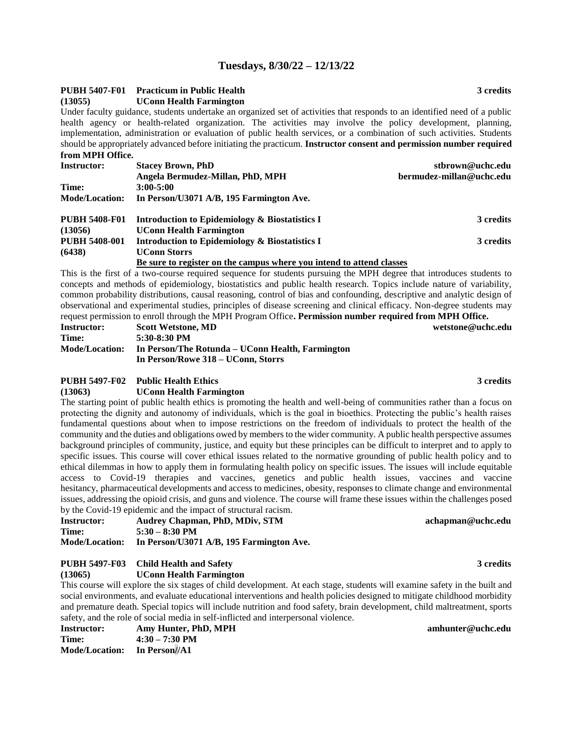## Tuesdays, 8/30/22 – 12/13/22

**PUBH 5407-F01 Practicum in Public Health** **3 credits**
**(13055) UConn Health Farmington**

Under faculty guidance, students undertake an organized set of activities that responds to an identified need of a public health agency or health-related organization. The activities may involve the policy development, planning, implementation, administration or evaluation of public health services, or a combination of such activities. Students should be appropriately advanced before initiating the practicum. **Instructor consent and permission number required from MPH Office.**

**Instructor:** **Stacey Brown, PhD** **stbrown@uchc.edu**
**Angela Bermudez-Millan, PhD, MPH** **bermudez-millan@uchc.edu**
**Time:** **3:00-5:00**
**Mode/Location:** **In Person/U3071 A/B, 195 Farmington Ave.**

**PUBH 5408-F01 Introduction to Epidemiology & Biostatistics I** **3 credits**
**(13056) UConn Health Farmington**
**PUBH 5408-001 Introduction to Epidemiology & Biostatistics I** **3 credits**
**(6438) UConn Storrs**
**Be sure to register on the campus where you intend to attend classes**

This is the first of a two-course required sequence for students pursuing the MPH degree that introduces students to concepts and methods of epidemiology, biostatistics and public health research. Topics include nature of variability, common probability distributions, causal reasoning, control of bias and confounding, descriptive and analytic design of observational and experimental studies, principles of disease screening and clinical efficacy. Non-degree students may request permission to enroll through the MPH Program Office**. Permission number required from MPH Office.**

**Instructor:** **Scott Wetstone, MD** **wetstone@uchc.edu**
**Time:** **5:30-8:30 PM**
**Mode/Location:** **In Person/The Rotunda – UConn Health, Farmington**
**In Person/Rowe 318 – UConn, Storrs**

**PUBH 5497-F02 Public Health Ethics** **3 credits**
**(13063) UConn Health Farmington**

The starting point of public health ethics is promoting the health and well-being of communities rather than a focus on protecting the dignity and autonomy of individuals, which is the goal in bioethics. Protecting the public's health raises fundamental questions about when to impose restrictions on the freedom of individuals to protect the health of the community and the duties and obligations owed by members to the wider community. A public health perspective assumes background principles of community, justice, and equity but these principles can be difficult to interpret and to apply to specific issues. This course will cover ethical issues related to the normative grounding of public health policy and to ethical dilemmas in how to apply them in formulating health policy on specific issues. The issues will include equitable access to Covid-19 therapies and vaccines, genetics and public health issues, vaccines and vaccine hesitancy, pharmaceutical developments and access to medicines, obesity, responses to climate change and environmental issues, addressing the opioid crisis, and guns and violence. The course will frame these issues within the challenges posed by the Covid-19 epidemic and the impact of structural racism.

**Instructor:** **Audrey Chapman, PhD, MDiv, STM** **achapman@uchc.edu**
**Time:** **5:30 – 8:30 PM**
**Mode/Location:** **In Person/U3071 A/B, 195 Farmington Ave.**

**PUBH 5497-F03 Child Health and Safety** **3 credits**
**(13065) UConn Health Farmington**

This course will explore the six stages of child development. At each stage, students will examine safety in the built and social environments, and evaluate educational interventions and health policies designed to mitigate childhood morbidity and premature death. Special topics will include nutrition and food safety, brain development, child maltreatment, sports safety, and the role of social media in self-inflicted and interpersonal violence.

**Instructor:** **Amy Hunter, PhD, MPH** **amhunter@uchc.edu**
**Time:** **4:30 – 7:30 PM**
**Mode/Location:** **In Person//A1**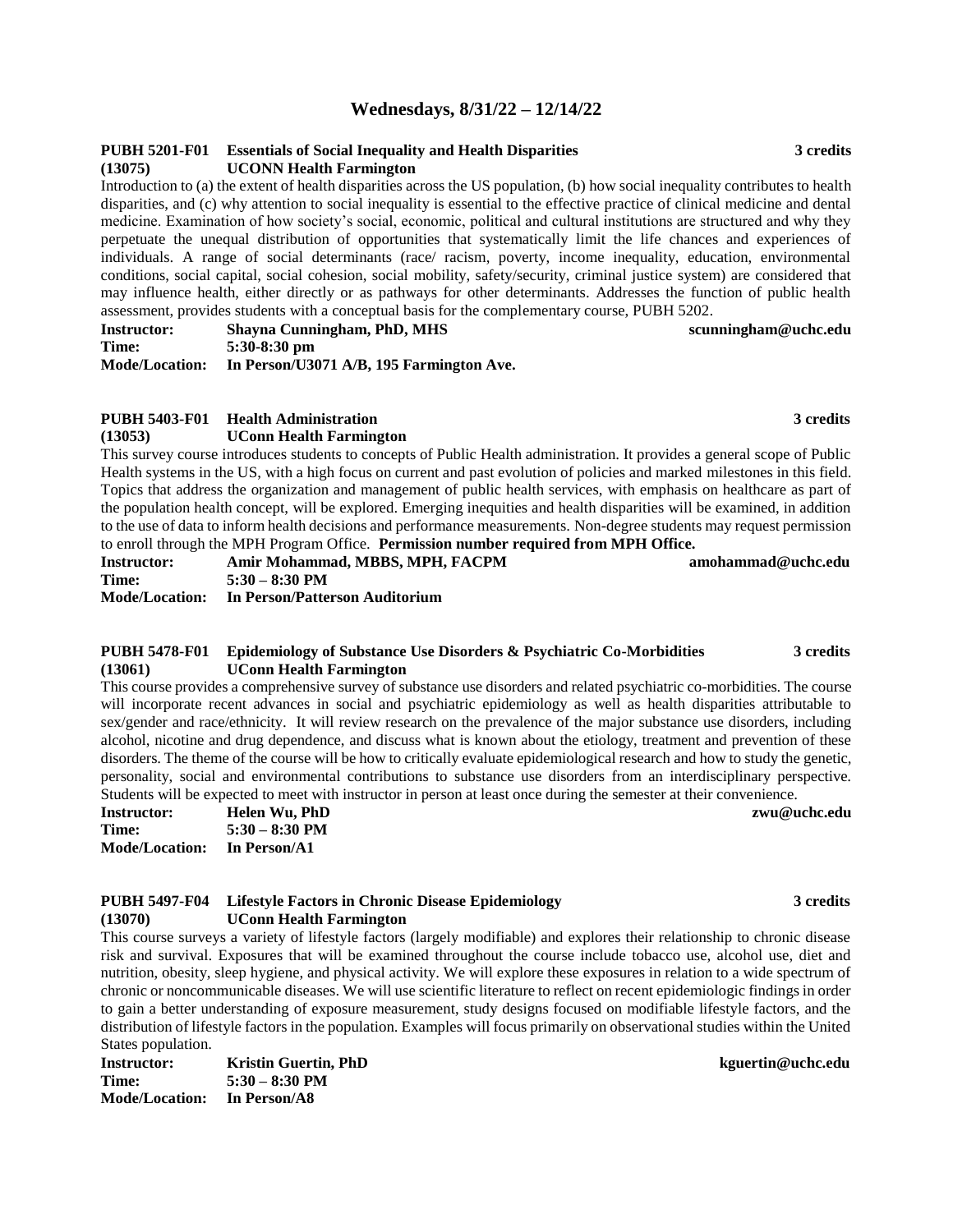## Wednesdays, 8/31/22 – 12/14/22

**PUBH 5201-F01 Essentials of Social Inequality and Health Disparities** **3 credits**
**(13075) UCONN Health Farmington**

Introduction to (a) the extent of health disparities across the US population, (b) how social inequality contributes to health disparities, and (c) why attention to social inequality is essential to the effective practice of clinical medicine and dental medicine. Examination of how society's social, economic, political and cultural institutions are structured and why they perpetuate the unequal distribution of opportunities that systematically limit the life chances and experiences of individuals. A range of social determinants (race/ racism, poverty, income inequality, education, environmental conditions, social capital, social cohesion, social mobility, safety/security, criminal justice system) are considered that may influence health, either directly or as pathways for other determinants. Addresses the function of public health assessment, provides students with a conceptual basis for the complementary course, PUBH 5202.

**Instructor:** **Shayna Cunningham, PhD, MHS** **scunningham@uchc.edu**
**Time:** **5:30-8:30 pm**
**Mode/Location:** **In Person/U3071 A/B, 195 Farmington Ave.**

**PUBH 5403-F01 Health Administration** **3 credits**
**(13053) UConn Health Farmington**

This survey course introduces students to concepts of Public Health administration. It provides a general scope of Public Health systems in the US, with a high focus on current and past evolution of policies and marked milestones in this field. Topics that address the organization and management of public health services, with emphasis on healthcare as part of the population health concept, will be explored. Emerging inequities and health disparities will be examined, in addition to the use of data to inform health decisions and performance measurements. Non-degree students may request permission to enroll through the MPH Program Office. **Permission number required from MPH Office.**

**Instructor:** **Amir Mohammad, MBBS, MPH, FACPM** **amohammad@uchc.edu**
**Time:** **5:30 – 8:30 PM**
**Mode/Location:** **In Person/Patterson Auditorium**

**PUBH 5478-F01 Epidemiology of Substance Use Disorders & Psychiatric Co-Morbidities** **3 credits**
**(13061) UConn Health Farmington**

This course provides a comprehensive survey of substance use disorders and related psychiatric co-morbidities. The course will incorporate recent advances in social and psychiatric epidemiology as well as health disparities attributable to sex/gender and race/ethnicity. It will review research on the prevalence of the major substance use disorders, including alcohol, nicotine and drug dependence, and discuss what is known about the etiology, treatment and prevention of these disorders. The theme of the course will be how to critically evaluate epidemiological research and how to study the genetic, personality, social and environmental contributions to substance use disorders from an interdisciplinary perspective. Students will be expected to meet with instructor in person at least once during the semester at their convenience.

**Instructor:** **Helen Wu, PhD** **zwu@uchc.edu**
**Time:** **5:30 – 8:30 PM**
**Mode/Location:** **In Person/A1**

**PUBH 5497-F04 Lifestyle Factors in Chronic Disease Epidemiology** **3 credits**
**(13070) UConn Health Farmington**

This course surveys a variety of lifestyle factors (largely modifiable) and explores their relationship to chronic disease risk and survival. Exposures that will be examined throughout the course include tobacco use, alcohol use, diet and nutrition, obesity, sleep hygiene, and physical activity. We will explore these exposures in relation to a wide spectrum of chronic or noncommunicable diseases. We will use scientific literature to reflect on recent epidemiologic findings in order to gain a better understanding of exposure measurement, study designs focused on modifiable lifestyle factors, and the distribution of lifestyle factors in the population. Examples will focus primarily on observational studies within the United States population.

**Instructor:** **Kristin Guertin, PhD** **kguertin@uchc.edu**
**Time:** **5:30 – 8:30 PM**
**Mode/Location:** **In Person/A8**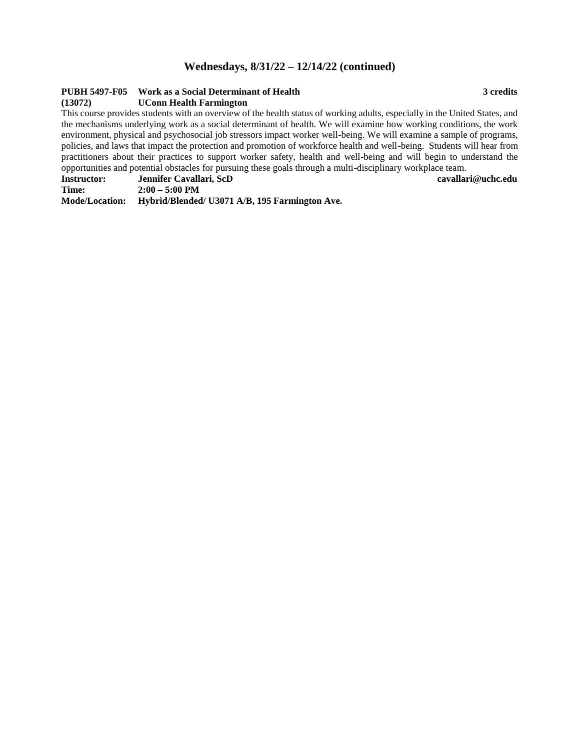## Wednesdays, 8/31/22 – 12/14/22 (continued)

**PUBH 5497-F05 Work as a Social Determinant of Health** **3 credits**
**(13072) UConn Health Farmington**

This course provides students with an overview of the health status of working adults, especially in the United States, and the mechanisms underlying work as a social determinant of health. We will examine how working conditions, the work environment, physical and psychosocial job stressors impact worker well-being. We will examine a sample of programs, policies, and laws that impact the protection and promotion of workforce health and well-being. Students will hear from practitioners about their practices to support worker safety, health and well-being and will begin to understand the opportunities and potential obstacles for pursuing these goals through a multi-disciplinary workplace team.

**Instructor:** **Jennifer Cavallari, ScD** **cavallari@uchc.edu**
**Time:** **2:00 – 5:00 PM**
**Mode/Location:** **Hybrid/Blended/ U3071 A/B, 195 Farmington Ave.**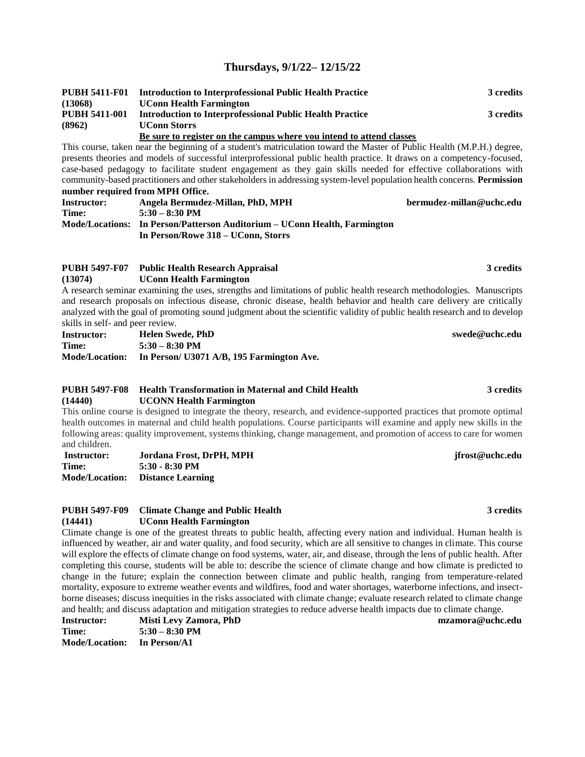## Thursdays, 9/1/22– 12/15/22

**PUBH 5411-F01 (13068)** **Introduction to Interprofessional Public Health Practice** **3 credits**
**UConn Health Farmington**

**PUBH 5411-001 (8962)** **Introduction to Interprofessional Public Health Practice** **3 credits**
**UConn Storrs**

**Be sure to register on the campus where you intend to attend classes**

This course, taken near the beginning of a student's matriculation toward the Master of Public Health (M.P.H.) degree, presents theories and models of successful interprofessional public health practice. It draws on a competency-focused, case-based pedagogy to facilitate student engagement as they gain skills needed for effective collaborations with community-based practitioners and other stakeholders in addressing system-level population health concerns. **Permission number required from MPH Office.**

**Instructor:** **Angela Bermudez-Millan, PhD, MPH** **bermudez-millan@uchc.edu**
**Time:** **5:30 – 8:30 PM**
**Mode/Locations:** **In Person/Patterson Auditorium – UConn Health, Farmington**
**In Person/Rowe 318 – UConn, Storrs**

**PUBH 5497-F07 (13074)** **Public Health Research Appraisal** **3 credits**
**UConn Health Farmington**

A research seminar examining the uses, strengths and limitations of public health research methodologies. Manuscripts and research proposals on infectious disease, chronic disease, health behavior and health care delivery are critically analyzed with the goal of promoting sound judgment about the scientific validity of public health research and to develop skills in self- and peer review.

**Instructor:** **Helen Swede, PhD** **swede@uchc.edu**
**Time:** **5:30 – 8:30 PM**
**Mode/Location:** **In Person/ U3071 A/B, 195 Farmington Ave.**

**PUBH 5497-F08 (14440)** **Health Transformation in Maternal and Child Health** **3 credits**
**UCONN Health Farmington**

This online course is designed to integrate the theory, research, and evidence-supported practices that promote optimal health outcomes in maternal and child health populations. Course participants will examine and apply new skills in the following areas: quality improvement, systems thinking, change management, and promotion of access to care for women and children.

**Instructor:** **Jordana Frost, DrPH, MPH** **jfrost@uchc.edu**
**Time:** **5:30 - 8:30 PM**
**Mode/Location:** **Distance Learning**

**PUBH 5497-F09 (14441)** **Climate Change and Public Health** **3 credits**
**UConn Health Farmington**

Climate change is one of the greatest threats to public health, affecting every nation and individual. Human health is influenced by weather, air and water quality, and food security, which are all sensitive to changes in climate. This course will explore the effects of climate change on food systems, water, air, and disease, through the lens of public health. After completing this course, students will be able to: describe the science of climate change and how climate is predicted to change in the future; explain the connection between climate and public health, ranging from temperature-related mortality, exposure to extreme weather events and wildfires, food and water shortages, waterborne infections, and insect-borne diseases; discuss inequities in the risks associated with climate change; evaluate research related to climate change and health; and discuss adaptation and mitigation strategies to reduce adverse health impacts due to climate change.

**Instructor:** **Misti Levy Zamora, PhD** **mzamora@uchc.edu**
**Time:** **5:30 – 8:30 PM**
**Mode/Location:** **In Person/A1**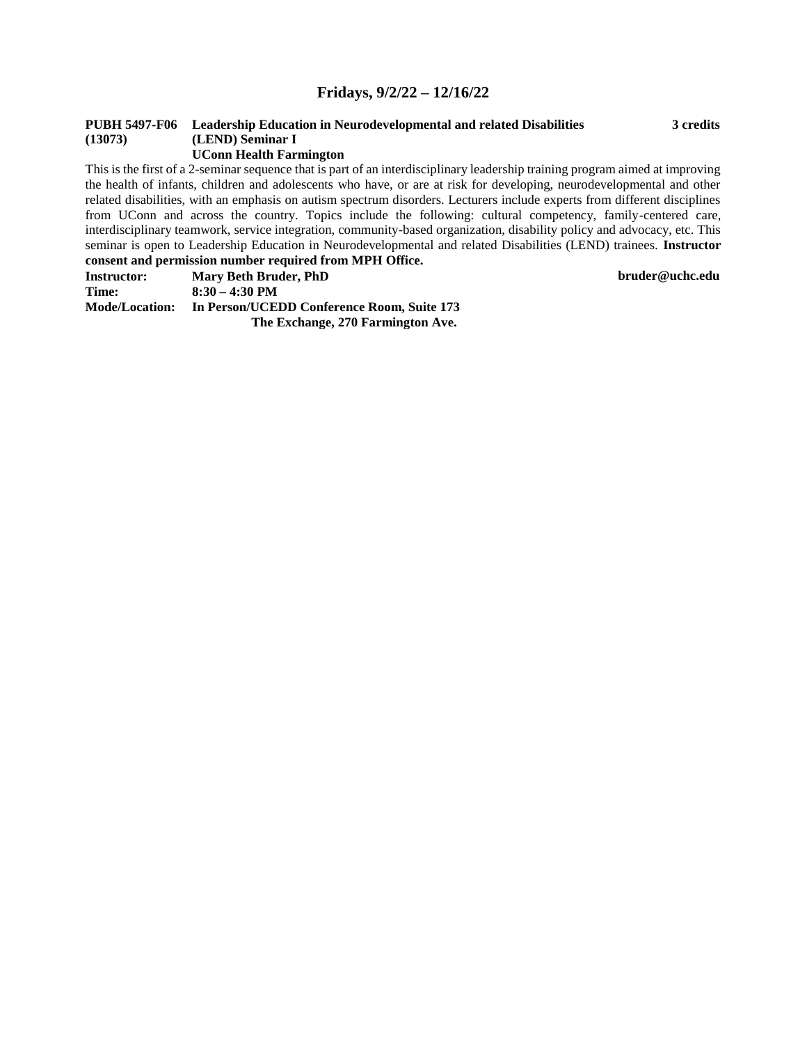## Fridays, 9/2/22 – 12/16/22

**PUBH 5497-F06 (13073)** **Leadership Education in Neurodevelopmental and related Disabilities (LEND) Seminar I** **3 credits**
**UConn Health Farmington**

This is the first of a 2-seminar sequence that is part of an interdisciplinary leadership training program aimed at improving the health of infants, children and adolescents who have, or are at risk for developing, neurodevelopmental and other related disabilities, with an emphasis on autism spectrum disorders. Lecturers include experts from different disciplines from UConn and across the country. Topics include the following: cultural competency, family-centered care, interdisciplinary teamwork, service integration, community-based organization, disability policy and advocacy, etc. This seminar is open to Leadership Education in Neurodevelopmental and related Disabilities (LEND) trainees. **Instructor consent and permission number required from MPH Office.**

**Instructor:** **Mary Beth Bruder, PhD** **bruder@uchc.edu**
**Time:** **8:30 – 4:30 PM**
**Mode/Location:** **In Person/UCEDD Conference Room, Suite 173**
**The Exchange, 270 Farmington Ave.**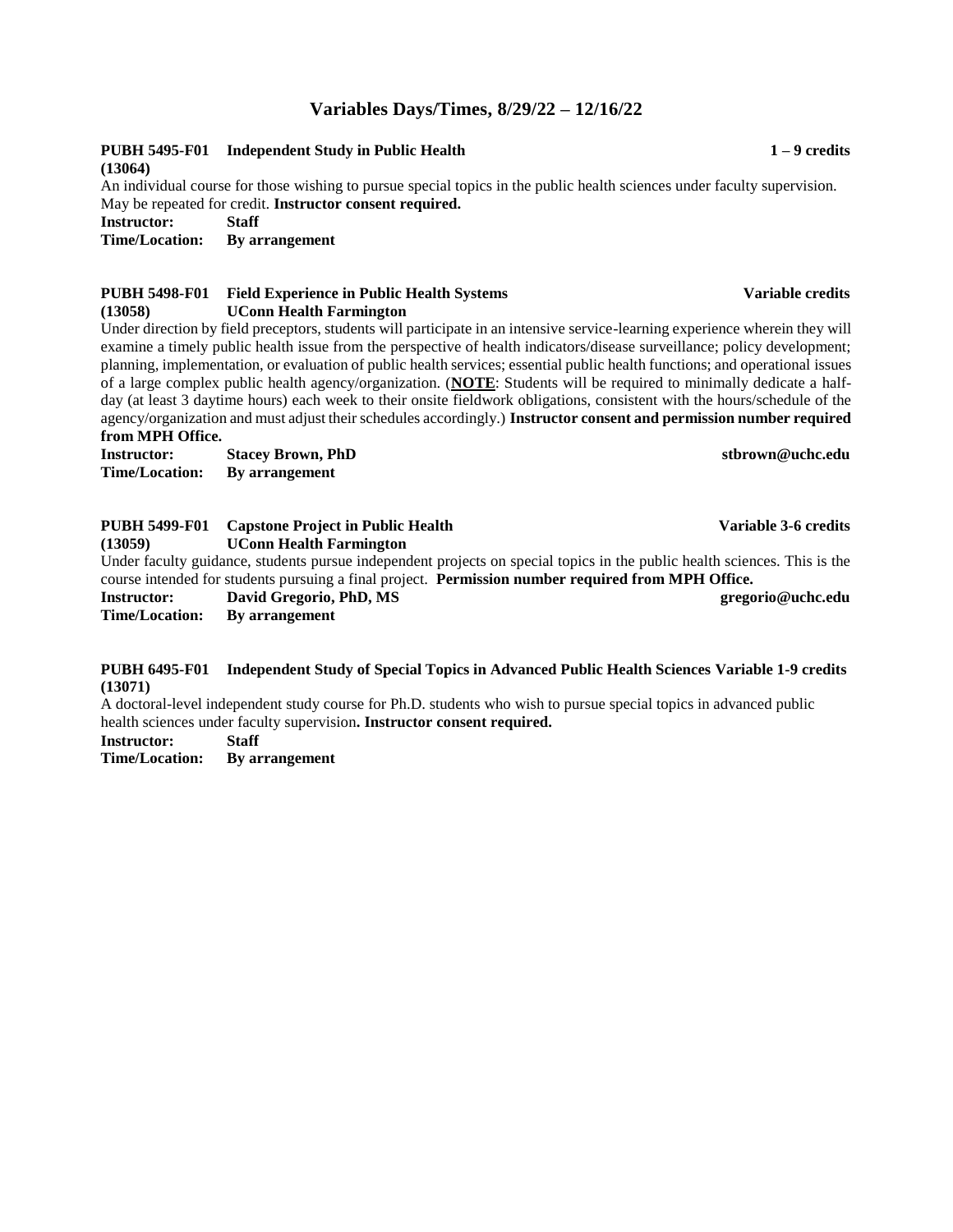## Variables Days/Times, 8/29/22 – 12/16/22

**PUBH 5495-F01 (13064)** **Independent Study in Public Health** **1 – 9 credits**

An individual course for those wishing to pursue special topics in the public health sciences under faculty supervision. May be repeated for credit. **Instructor consent required.**

**Instructor:** **Staff**
**Time/Location:** **By arrangement**

**PUBH 5498-F01 (13058)** **Field Experience in Public Health Systems** **Variable credits**
**UConn Health Farmington**

Under direction by field preceptors, students will participate in an intensive service-learning experience wherein they will examine a timely public health issue from the perspective of health indicators/disease surveillance; policy development; planning, implementation, or evaluation of public health services; essential public health functions; and operational issues of a large complex public health agency/organization. (**NOTE**: Students will be required to minimally dedicate a half-day (at least 3 daytime hours) each week to their onsite fieldwork obligations, consistent with the hours/schedule of the agency/organization and must adjust their schedules accordingly.) **Instructor consent and permission number required from MPH Office.**

**Instructor:** **Stacey Brown, PhD** **stbrown@uchc.edu**
**Time/Location:** **By arrangement**

**PUBH 5499-F01 (13059)** **Capstone Project in Public Health** **Variable 3-6 credits**
**UConn Health Farmington**

Under faculty guidance, students pursue independent projects on special topics in the public health sciences. This is the course intended for students pursuing a final project. **Permission number required from MPH Office.**

**Instructor:** **David Gregorio, PhD, MS** **gregorio@uchc.edu**
**Time/Location:** **By arrangement**

**PUBH 6495-F01 (13071)** **Independent Study of Special Topics in Advanced Public Health Sciences** **Variable 1-9 credits**

A doctoral-level independent study course for Ph.D. students who wish to pursue special topics in advanced public health sciences under faculty supervision**. Instructor consent required.**

**Instructor:** **Staff**
**Time/Location:** **By arrangement**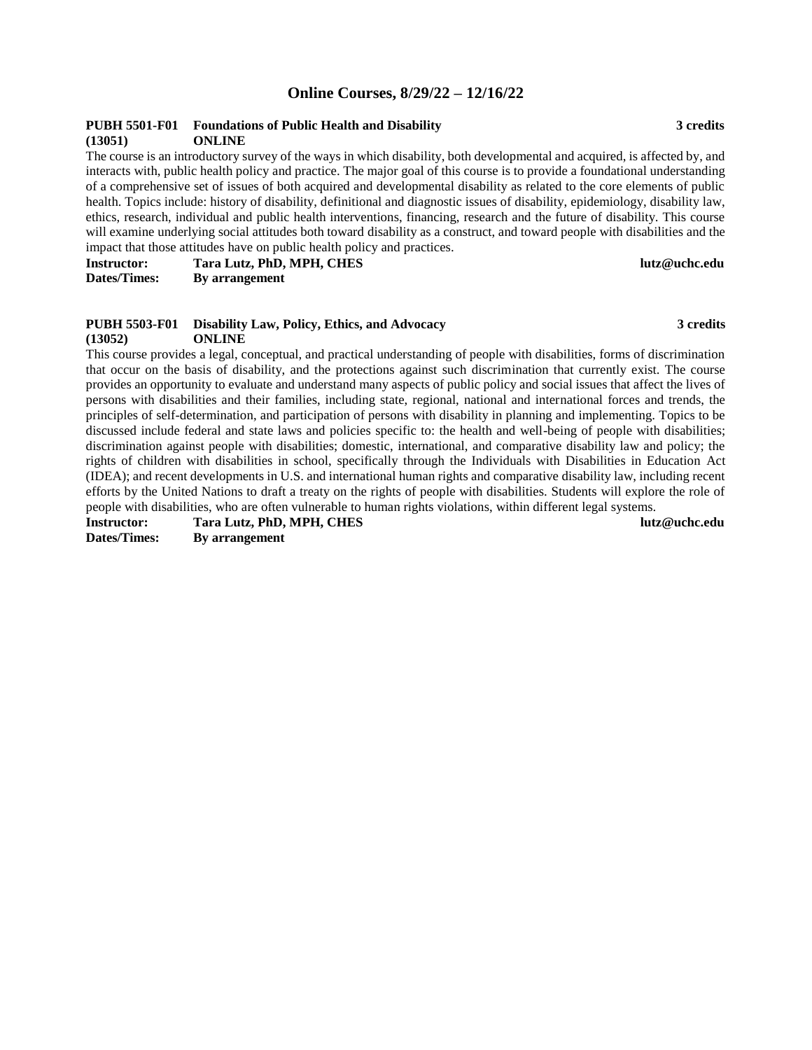## Online Courses, 8/29/22 – 12/16/22

**PUBH 5501-F01 (13051)** **Foundations of Public Health and Disability** **ONLINE** **3 credits**

The course is an introductory survey of the ways in which disability, both developmental and acquired, is affected by, and interacts with, public health policy and practice. The major goal of this course is to provide a foundational understanding of a comprehensive set of issues of both acquired and developmental disability as related to the core elements of public health. Topics include: history of disability, definitional and diagnostic issues of disability, epidemiology, disability law, ethics, research, individual and public health interventions, financing, research and the future of disability. This course will examine underlying social attitudes both toward disability as a construct, and toward people with disabilities and the impact that those attitudes have on public health policy and practices.

**Instructor:** **Tara Lutz, PhD, MPH, CHES** **lutz@uchc.edu**
**Dates/Times:** **By arrangement**

**PUBH 5503-F01 (13052)** **Disability Law, Policy, Ethics, and Advocacy** **ONLINE** **3 credits**

This course provides a legal, conceptual, and practical understanding of people with disabilities, forms of discrimination that occur on the basis of disability, and the protections against such discrimination that currently exist. The course provides an opportunity to evaluate and understand many aspects of public policy and social issues that affect the lives of persons with disabilities and their families, including state, regional, national and international forces and trends, the principles of self-determination, and participation of persons with disability in planning and implementing. Topics to be discussed include federal and state laws and policies specific to: the health and well-being of people with disabilities; discrimination against people with disabilities; domestic, international, and comparative disability law and policy; the rights of children with disabilities in school, specifically through the Individuals with Disabilities in Education Act (IDEA); and recent developments in U.S. and international human rights and comparative disability law, including recent efforts by the United Nations to draft a treaty on the rights of people with disabilities. Students will explore the role of people with disabilities, who are often vulnerable to human rights violations, within different legal systems.

**Instructor:** **Tara Lutz, PhD, MPH, CHES** **lutz@uchc.edu**
**Dates/Times:** **By arrangement**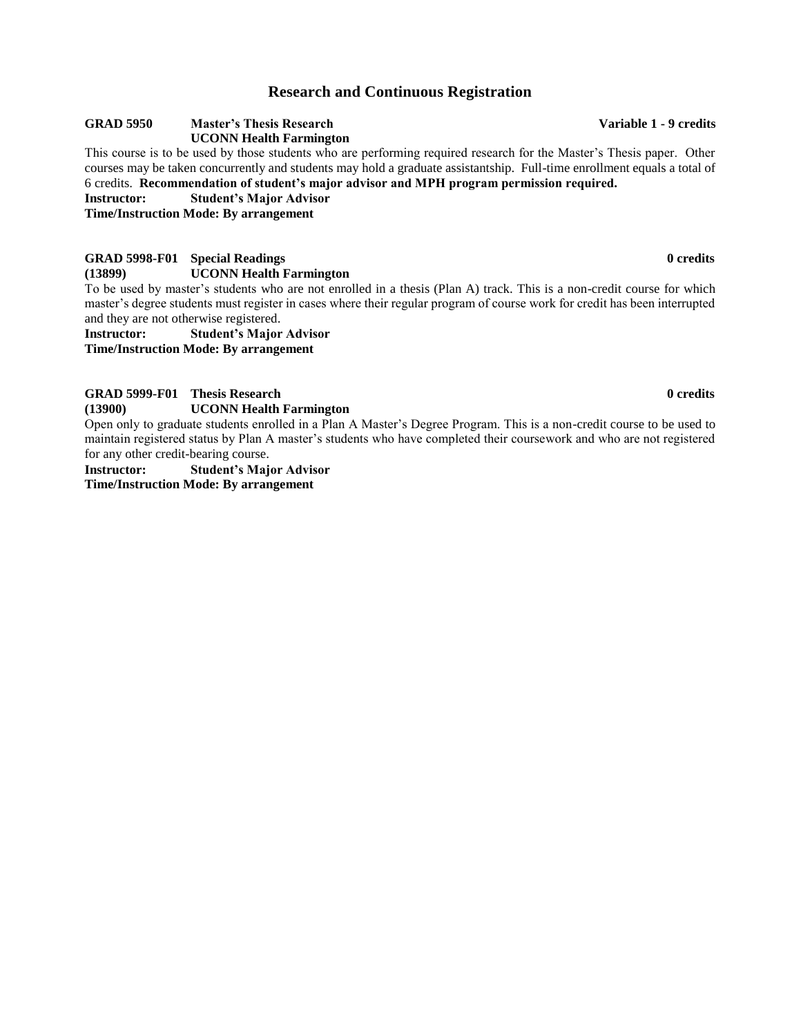## Research and Continuous Registration

**GRAD 5950 Master's Thesis Research** **Variable 1 - 9 credits**
**UCONN Health Farmington**

This course is to be used by those students who are performing required research for the Master's Thesis paper. Other courses may be taken concurrently and students may hold a graduate assistantship. Full-time enrollment equals a total of 6 credits. **Recommendation of student's major advisor and MPH program permission required.**

**Instructor: Student's Major Advisor**
**Time/Instruction Mode: By arrangement**

**GRAD 5998-F01 Special Readings** **0 credits**
**(13899) UCONN Health Farmington**

To be used by master's students who are not enrolled in a thesis (Plan A) track. This is a non-credit course for which master's degree students must register in cases where their regular program of course work for credit has been interrupted and they are not otherwise registered.

**Instructor: Student's Major Advisor**
**Time/Instruction Mode: By arrangement**

**GRAD 5999-F01 Thesis Research** **0 credits**
**(13900) UCONN Health Farmington**

Open only to graduate students enrolled in a Plan A Master's Degree Program. This is a non-credit course to be used to maintain registered status by Plan A master's students who have completed their coursework and who are not registered for any other credit-bearing course.

**Instructor: Student's Major Advisor**
**Time/Instruction Mode: By arrangement**